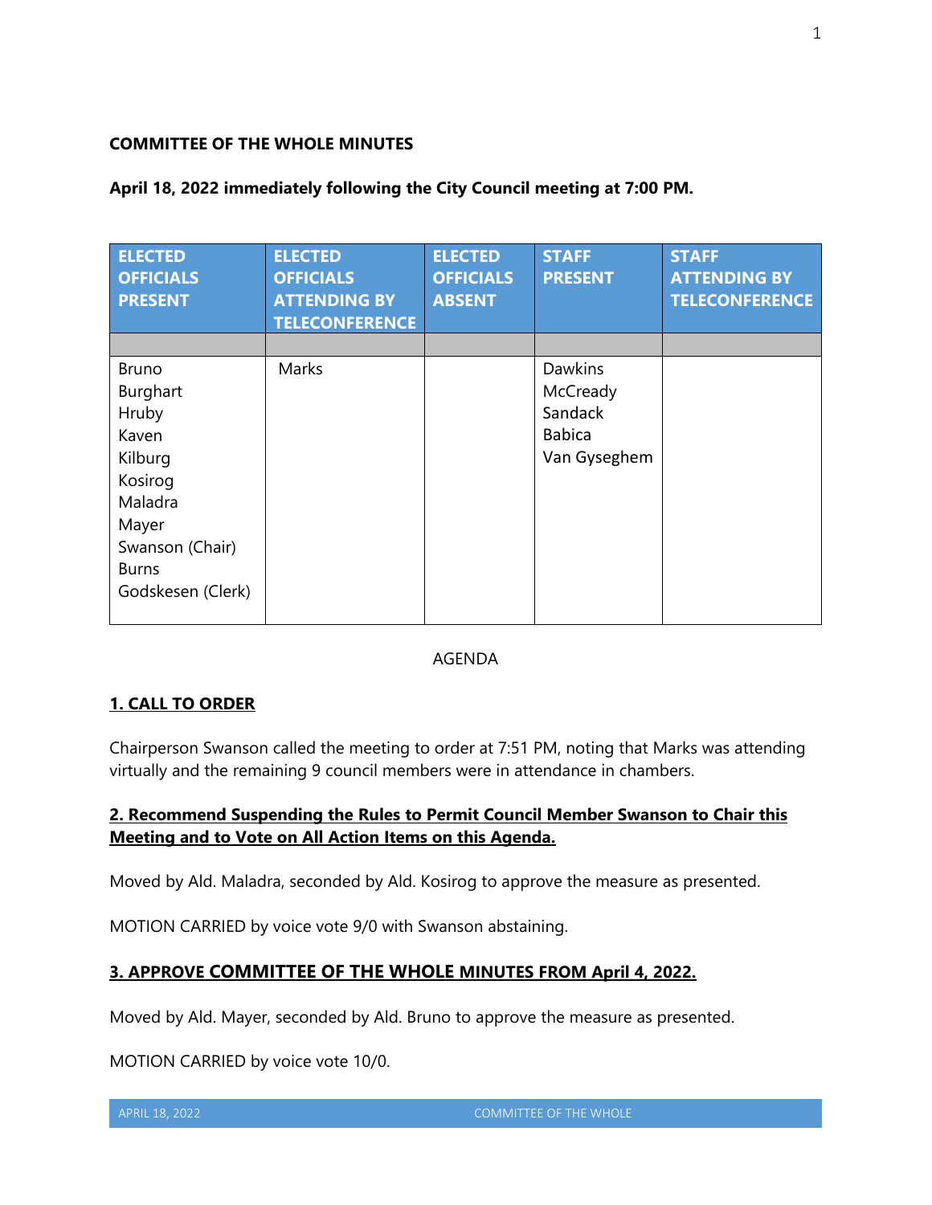**COMMITTEE OF THE WHOLE MINUTES**

**April 18, 2022 immediately following the City Council meeting at 7:00 PM.**

| ELECTED OFFICIALS PRESENT | ELECTED OFFICIALS ATTENDING BY TELECONFERENCE | ELECTED OFFICIALS ABSENT | STAFF PRESENT | STAFF ATTENDING BY TELECONFERENCE |
|---|---|---|---|---|
| | | | | |
| Bruno<br>Burghart<br>Hruby<br>Kaven<br>Kilburg<br>Kosirog<br>Maladra<br>Mayer<br>Swanson (Chair)<br>Burns<br>Godskesen (Clerk) | Marks | | Dawkins<br>McCready<br>Sandack<br>Babica<br>Van Gyseghem | |

AGENDA

**1. CALL TO ORDER**

Chairperson Swanson called the meeting to order at 7:51 PM, noting that Marks was attending virtually and the remaining 9 council members were in attendance in chambers.

**2. Recommend Suspending the Rules to Permit Council Member Swanson to Chair this Meeting and to Vote on All Action Items on this Agenda.**

Moved by Ald. Maladra, seconded by Ald. Kosirog to approve the measure as presented.

MOTION CARRIED by voice vote 9/0 with Swanson abstaining.

**3. APPROVE COMMITTEE OF THE WHOLE MINUTES FROM April 4, 2022.**

Moved by Ald. Mayer, seconded by Ald. Bruno to approve the measure as presented.

MOTION CARRIED by voice vote 10/0.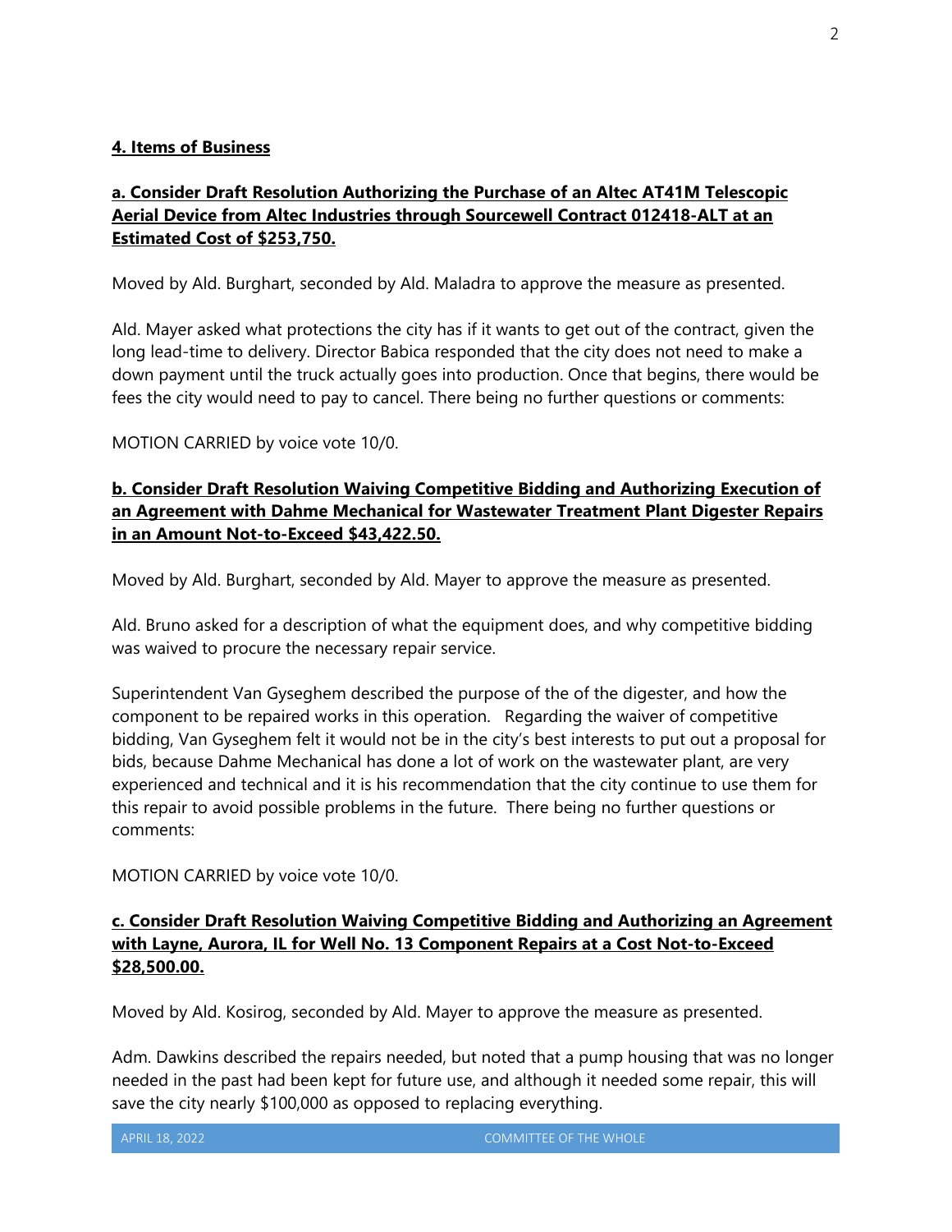**4. Items of Business**

**a. Consider Draft Resolution Authorizing the Purchase of an Altec AT41M Telescopic Aerial Device from Altec Industries through Sourcewell Contract 012418-ALT at an Estimated Cost of $253,750.**

Moved by Ald. Burghart, seconded by Ald. Maladra to approve the measure as presented.

Ald. Mayer asked what protections the city has if it wants to get out of the contract, given the long lead-time to delivery. Director Babica responded that the city does not need to make a down payment until the truck actually goes into production. Once that begins, there would be fees the city would need to pay to cancel. There being no further questions or comments:

MOTION CARRIED by voice vote 10/0.

**b. Consider Draft Resolution Waiving Competitive Bidding and Authorizing Execution of an Agreement with Dahme Mechanical for Wastewater Treatment Plant Digester Repairs in an Amount Not-to-Exceed $43,422.50.**

Moved by Ald. Burghart, seconded by Ald. Mayer to approve the measure as presented.

Ald. Bruno asked for a description of what the equipment does, and why competitive bidding was waived to procure the necessary repair service.

Superintendent Van Gyseghem described the purpose of the of the digester, and how the component to be repaired works in this operation. Regarding the waiver of competitive bidding, Van Gyseghem felt it would not be in the city's best interests to put out a proposal for bids, because Dahme Mechanical has done a lot of work on the wastewater plant, are very experienced and technical and it is his recommendation that the city continue to use them for this repair to avoid possible problems in the future. There being no further questions or comments:

MOTION CARRIED by voice vote 10/0.

**c. Consider Draft Resolution Waiving Competitive Bidding and Authorizing an Agreement with Layne, Aurora, IL for Well No. 13 Component Repairs at a Cost Not-to-Exceed $28,500.00.**

Moved by Ald. Kosirog, seconded by Ald. Mayer to approve the measure as presented.

Adm. Dawkins described the repairs needed, but noted that a pump housing that was no longer needed in the past had been kept for future use, and although it needed some repair, this will save the city nearly $100,000 as opposed to replacing everything.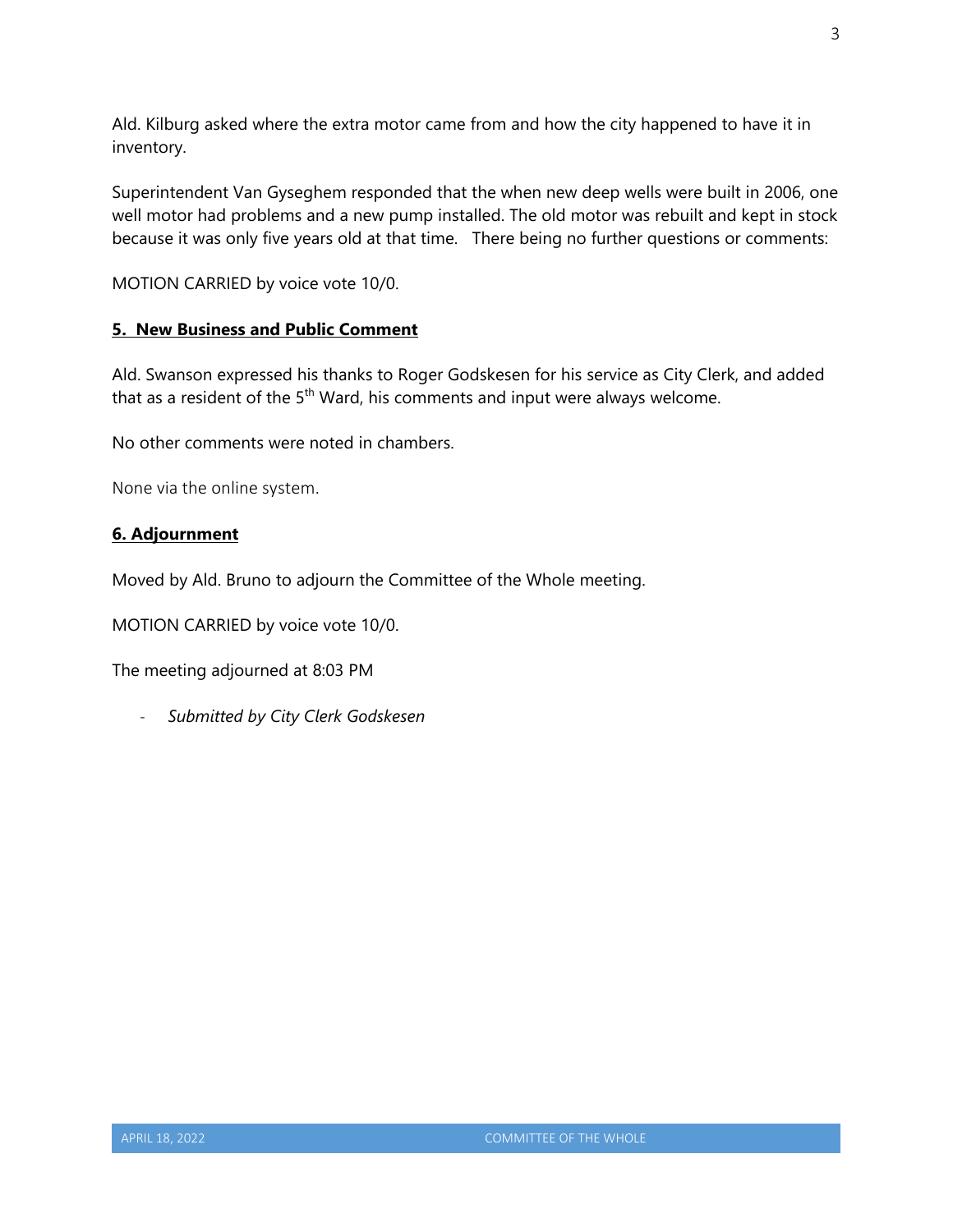Ald. Kilburg asked where the extra motor came from and how the city happened to have it in inventory.

Superintendent Van Gyseghem responded that the when new deep wells were built in 2006, one well motor had problems and a new pump installed. The old motor was rebuilt and kept in stock because it was only five years old at that time.   There being no further questions or comments:

MOTION CARRIED by voice vote 10/0.

## 5. New Business and Public Comment

Ald. Swanson expressed his thanks to Roger Godskesen for his service as City Clerk, and added that as a resident of the 5th Ward, his comments and input were always welcome.

No other comments were noted in chambers.

None via the online system.

## 6. Adjournment

Moved by Ald. Bruno to adjourn the Committee of the Whole meeting.

MOTION CARRIED by voice vote 10/0.

The meeting adjourned at 8:03 PM

- *Submitted by City Clerk Godskesen*